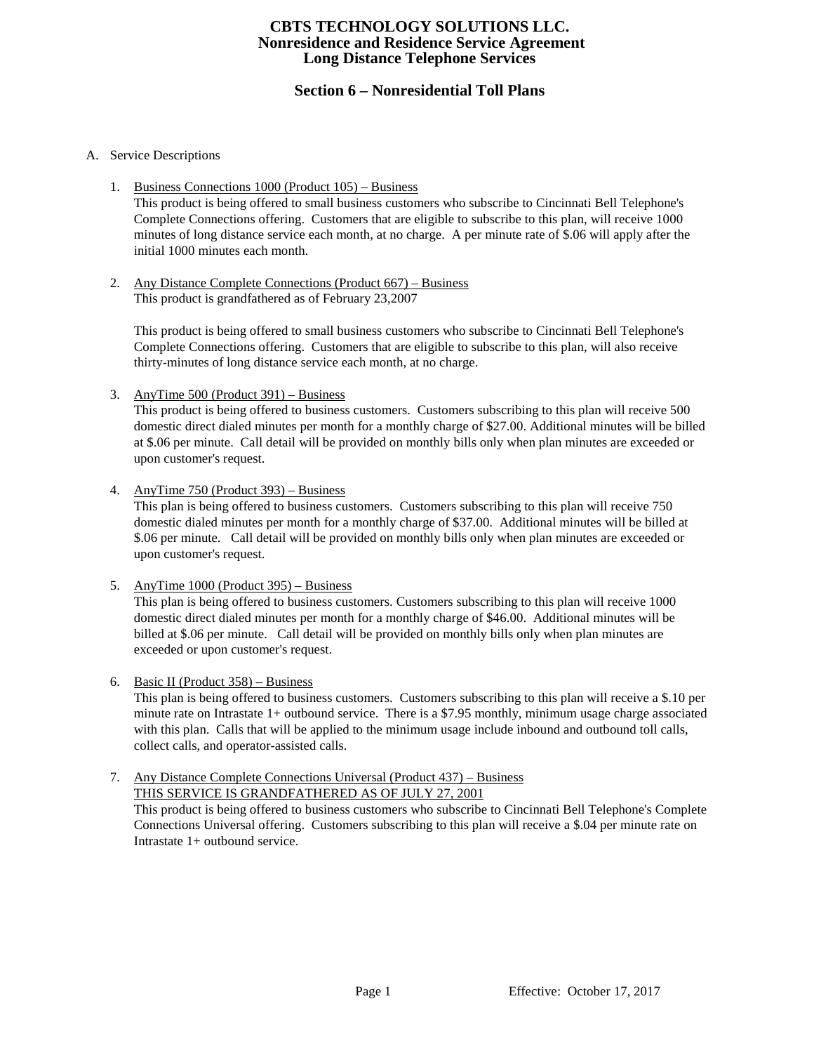# CBTS TECHNOLOGY SOLUTIONS LLC.
## Nonresidence and Residence Service Agreement
## Long Distance Telephone Services

## Section 6 – Nonresidential Toll Plans

A. Service Descriptions

1. Business Connections 1000 (Product 105) – Business
   This product is being offered to small business customers who subscribe to Cincinnati Bell Telephone's Complete Connections offering. Customers that are eligible to subscribe to this plan, will receive 1000 minutes of long distance service each month, at no charge. A per minute rate of $.06 will apply after the initial 1000 minutes each month.

2. Any Distance Complete Connections (Product 667) – Business
   This product is grandfathered as of February 23,2007

   This product is being offered to small business customers who subscribe to Cincinnati Bell Telephone's Complete Connections offering. Customers that are eligible to subscribe to this plan, will also receive thirty-minutes of long distance service each month, at no charge.

3. AnyTime 500 (Product 391) – Business
   This product is being offered to business customers. Customers subscribing to this plan will receive 500 domestic direct dialed minutes per month for a monthly charge of $27.00. Additional minutes will be billed at $.06 per minute. Call detail will be provided on monthly bills only when plan minutes are exceeded or upon customer's request.

4. AnyTime 750 (Product 393) – Business
   This plan is being offered to business customers. Customers subscribing to this plan will receive 750 domestic dialed minutes per month for a monthly charge of $37.00. Additional minutes will be billed at $.06 per minute. Call detail will be provided on monthly bills only when plan minutes are exceeded or upon customer's request.

5. AnyTime 1000 (Product 395) – Business
   This plan is being offered to business customers. Customers subscribing to this plan will receive 1000 domestic direct dialed minutes per month for a monthly charge of $46.00. Additional minutes will be billed at $.06 per minute. Call detail will be provided on monthly bills only when plan minutes are exceeded or upon customer's request.

6. Basic II (Product 358) – Business
   This plan is being offered to business customers. Customers subscribing to this plan will receive a $.10 per minute rate on Intrastate 1+ outbound service. There is a $7.95 monthly, minimum usage charge associated with this plan. Calls that will be applied to the minimum usage include inbound and outbound toll calls, collect calls, and operator-assisted calls.

7. Any Distance Complete Connections Universal (Product 437) – Business
   THIS SERVICE IS GRANDFATHERED AS OF JULY 27, 2001
   This product is being offered to business customers who subscribe to Cincinnati Bell Telephone's Complete Connections Universal offering. Customers subscribing to this plan will receive a $.04 per minute rate on Intrastate 1+ outbound service.

Effective: October 17, 2017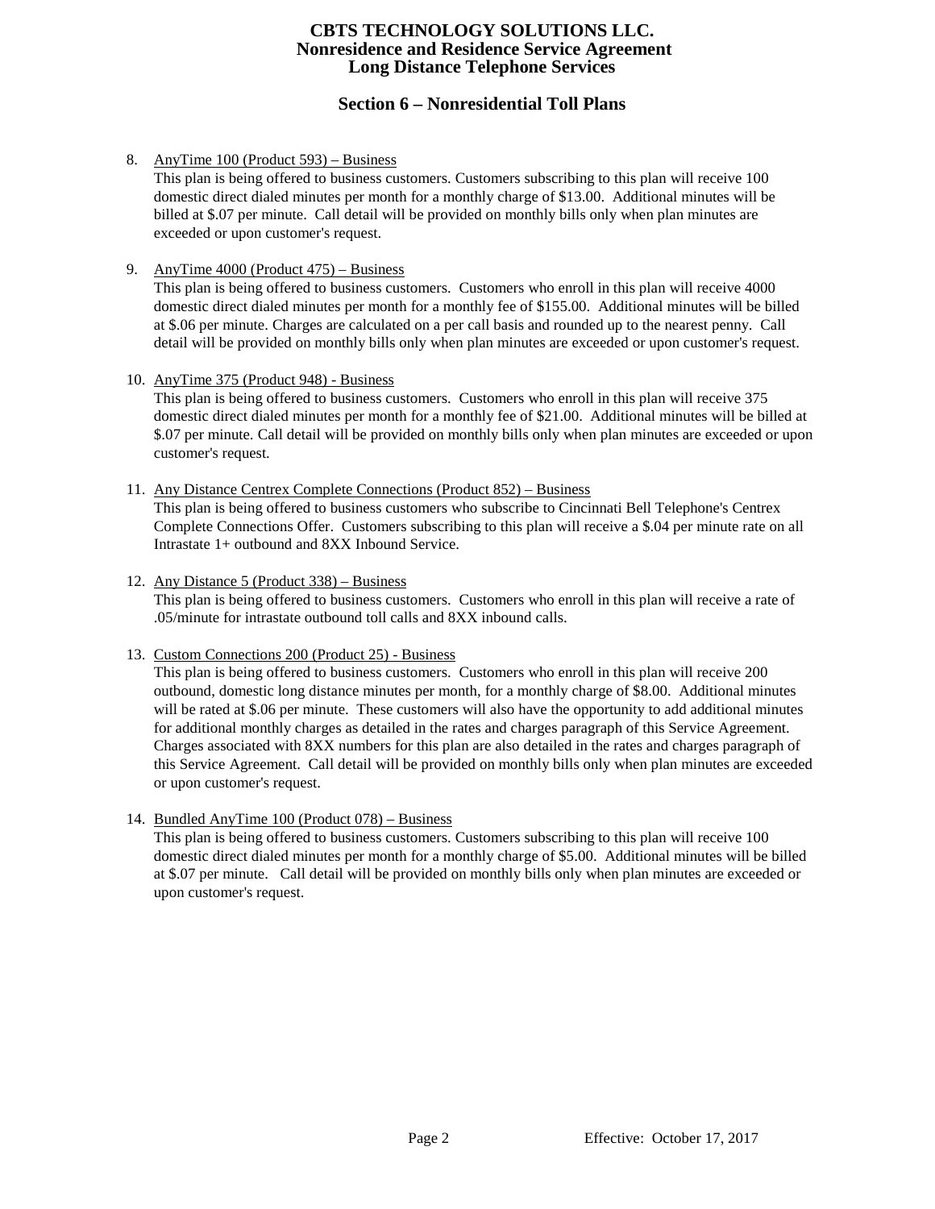# CBTS TECHNOLOGY SOLUTIONS LLC.
# Nonresidence and Residence Service Agreement
# Long Distance Telephone Services

## Section 6 – Nonresidential Toll Plans

8. AnyTime 100 (Product 593) – Business
   This plan is being offered to business customers. Customers subscribing to this plan will receive 100 domestic direct dialed minutes per month for a monthly charge of $13.00. Additional minutes will be billed at $.07 per minute. Call detail will be provided on monthly bills only when plan minutes are exceeded or upon customer's request.

9. AnyTime 4000 (Product 475) – Business
   This plan is being offered to business customers. Customers who enroll in this plan will receive 4000 domestic direct dialed minutes per month for a monthly fee of $155.00. Additional minutes will be billed at $.06 per minute. Charges are calculated on a per call basis and rounded up to the nearest penny. Call detail will be provided on monthly bills only when plan minutes are exceeded or upon customer's request.

10. AnyTime 375 (Product 948) - Business
    This plan is being offered to business customers. Customers who enroll in this plan will receive 375 domestic direct dialed minutes per month for a monthly fee of $21.00. Additional minutes will be billed at $.07 per minute. Call detail will be provided on monthly bills only when plan minutes are exceeded or upon customer's request.

11. Any Distance Centrex Complete Connections (Product 852) – Business
    This plan is being offered to business customers who subscribe to Cincinnati Bell Telephone's Centrex Complete Connections Offer. Customers subscribing to this plan will receive a $.04 per minute rate on all Intrastate 1+ outbound and 8XX Inbound Service.

12. Any Distance 5 (Product 338) – Business
    This plan is being offered to business customers. Customers who enroll in this plan will receive a rate of .05/minute for intrastate outbound toll calls and 8XX inbound calls.

13. Custom Connections 200 (Product 25) - Business
    This plan is being offered to business customers. Customers who enroll in this plan will receive 200 outbound, domestic long distance minutes per month, for a monthly charge of $8.00. Additional minutes will be rated at $.06 per minute. These customers will also have the opportunity to add additional minutes for additional monthly charges as detailed in the rates and charges paragraph of this Service Agreement. Charges associated with 8XX numbers for this plan are also detailed in the rates and charges paragraph of this Service Agreement. Call detail will be provided on monthly bills only when plan minutes are exceeded or upon customer's request.

14. Bundled AnyTime 100 (Product 078) – Business
    This plan is being offered to business customers. Customers subscribing to this plan will receive 100 domestic direct dialed minutes per month for a monthly charge of $5.00. Additional minutes will be billed at $.07 per minute. Call detail will be provided on monthly bills only when plan minutes are exceeded or upon customer's request.

Effective: October 17, 2017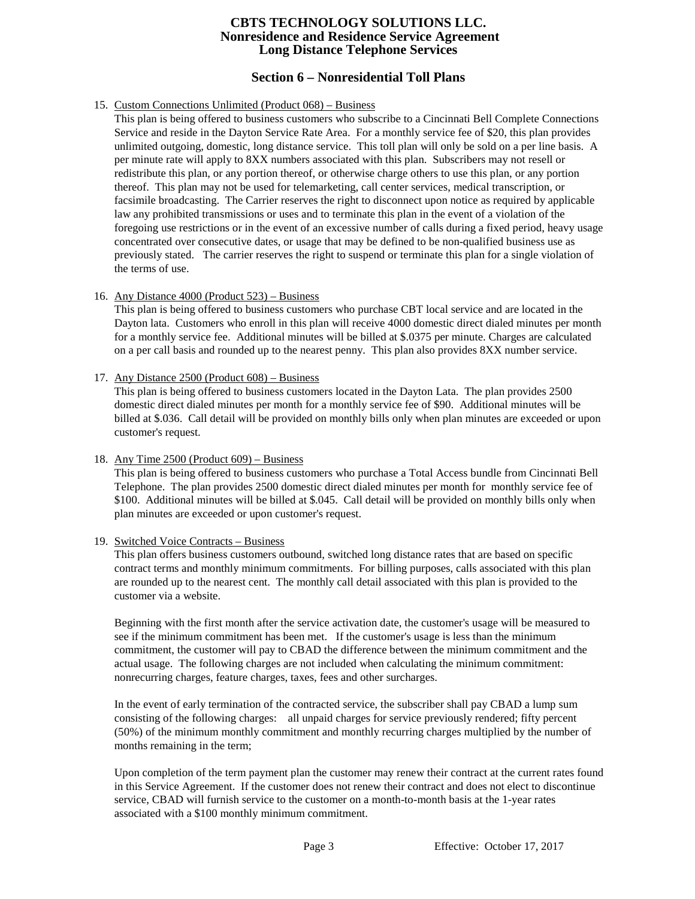## Section 6 – Nonresidential Toll Plans

15. Custom Connections Unlimited (Product 068) – Business

    This plan is being offered to business customers who subscribe to a Cincinnati Bell Complete Connections Service and reside in the Dayton Service Rate Area. For a monthly service fee of $20, this plan provides unlimited outgoing, domestic, long distance service. This toll plan will only be sold on a per line basis. A per minute rate will apply to 8XX numbers associated with this plan. Subscribers may not resell or redistribute this plan, or any portion thereof, or otherwise charge others to use this plan, or any portion thereof. This plan may not be used for telemarketing, call center services, medical transcription, or facsimile broadcasting. The Carrier reserves the right to disconnect upon notice as required by applicable law any prohibited transmissions or uses and to terminate this plan in the event of a violation of the foregoing use restrictions or in the event of an excessive number of calls during a fixed period, heavy usage concentrated over consecutive dates, or usage that may be defined to be non-qualified business use as previously stated. The carrier reserves the right to suspend or terminate this plan for a single violation of the terms of use.

16. Any Distance 4000 (Product 523) – Business

    This plan is being offered to business customers who purchase CBT local service and are located in the Dayton lata. Customers who enroll in this plan will receive 4000 domestic direct dialed minutes per month for a monthly service fee. Additional minutes will be billed at $.0375 per minute. Charges are calculated on a per call basis and rounded up to the nearest penny. This plan also provides 8XX number service.

17. Any Distance 2500 (Product 608) – Business

    This plan is being offered to business customers located in the Dayton Lata. The plan provides 2500 domestic direct dialed minutes per month for a monthly service fee of $90. Additional minutes will be billed at $.036. Call detail will be provided on monthly bills only when plan minutes are exceeded or upon customer's request.

18. Any Time 2500 (Product 609) – Business

    This plan is being offered to business customers who purchase a Total Access bundle from Cincinnati Bell Telephone. The plan provides 2500 domestic direct dialed minutes per month for monthly service fee of $100. Additional minutes will be billed at $.045. Call detail will be provided on monthly bills only when plan minutes are exceeded or upon customer's request.

19. Switched Voice Contracts – Business

    This plan offers business customers outbound, switched long distance rates that are based on specific contract terms and monthly minimum commitments. For billing purposes, calls associated with this plan are rounded up to the nearest cent. The monthly call detail associated with this plan is provided to the customer via a website.

    Beginning with the first month after the service activation date, the customer's usage will be measured to see if the minimum commitment has been met. If the customer's usage is less than the minimum commitment, the customer will pay to CBAD the difference between the minimum commitment and the actual usage. The following charges are not included when calculating the minimum commitment: nonrecurring charges, feature charges, taxes, fees and other surcharges.

    In the event of early termination of the contracted service, the subscriber shall pay CBAD a lump sum consisting of the following charges: all unpaid charges for service previously rendered; fifty percent (50%) of the minimum monthly commitment and monthly recurring charges multiplied by the number of months remaining in the term;

    Upon completion of the term payment plan the customer may renew their contract at the current rates found in this Service Agreement. If the customer does not renew their contract and does not elect to discontinue service, CBAD will furnish service to the customer on a month-to-month basis at the 1-year rates associated with a $100 monthly minimum commitment.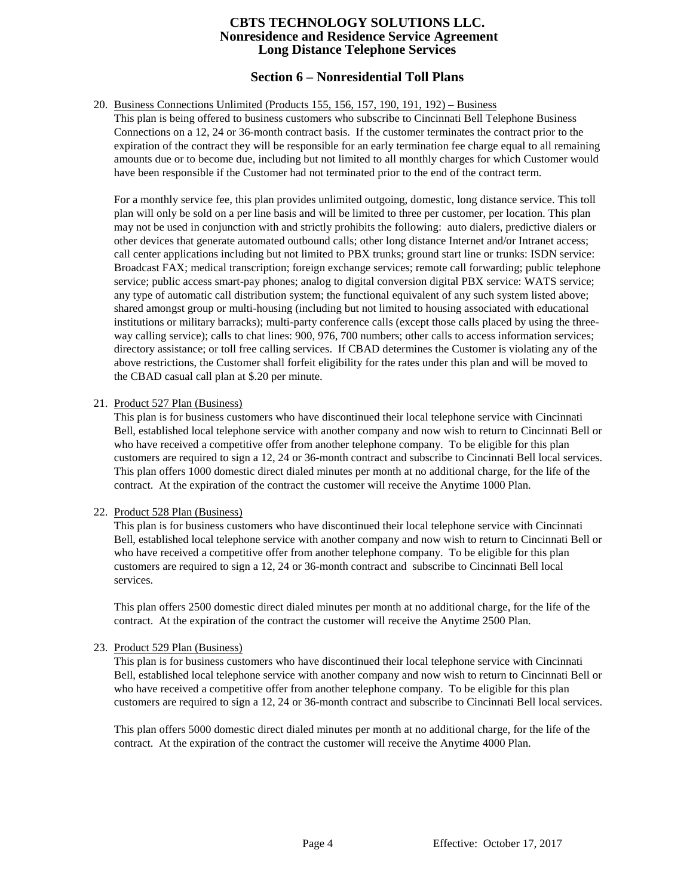## Section 6 – Nonresidential Toll Plans

20. Business Connections Unlimited (Products 155, 156, 157, 190, 191, 192) – Business

    This plan is being offered to business customers who subscribe to Cincinnati Bell Telephone Business Connections on a 12, 24 or 36-month contract basis. If the customer terminates the contract prior to the expiration of the contract they will be responsible for an early termination fee charge equal to all remaining amounts due or to become due, including but not limited to all monthly charges for which Customer would have been responsible if the Customer had not terminated prior to the end of the contract term.

    For a monthly service fee, this plan provides unlimited outgoing, domestic, long distance service. This toll plan will only be sold on a per line basis and will be limited to three per customer, per location. This plan may not be used in conjunction with and strictly prohibits the following: auto dialers, predictive dialers or other devices that generate automated outbound calls; other long distance Internet and/or Intranet access; call center applications including but not limited to PBX trunks; ground start line or trunks: ISDN service: Broadcast FAX; medical transcription; foreign exchange services; remote call forwarding; public telephone service; public access smart-pay phones; analog to digital conversion digital PBX service: WATS service; any type of automatic call distribution system; the functional equivalent of any such system listed above; shared amongst group or multi-housing (including but not limited to housing associated with educational institutions or military barracks); multi-party conference calls (except those calls placed by using the three-way calling service); calls to chat lines: 900, 976, 700 numbers; other calls to access information services; directory assistance; or toll free calling services. If CBAD determines the Customer is violating any of the above restrictions, the Customer shall forfeit eligibility for the rates under this plan and will be moved to the CBAD casual call plan at $.20 per minute.

21. Product 527 Plan (Business)

    This plan is for business customers who have discontinued their local telephone service with Cincinnati Bell, established local telephone service with another company and now wish to return to Cincinnati Bell or who have received a competitive offer from another telephone company. To be eligible for this plan customers are required to sign a 12, 24 or 36-month contract and subscribe to Cincinnati Bell local services. This plan offers 1000 domestic direct dialed minutes per month at no additional charge, for the life of the contract. At the expiration of the contract the customer will receive the Anytime 1000 Plan.

22. Product 528 Plan (Business)

    This plan is for business customers who have discontinued their local telephone service with Cincinnati Bell, established local telephone service with another company and now wish to return to Cincinnati Bell or who have received a competitive offer from another telephone company. To be eligible for this plan customers are required to sign a 12, 24 or 36-month contract and subscribe to Cincinnati Bell local services.

    This plan offers 2500 domestic direct dialed minutes per month at no additional charge, for the life of the contract. At the expiration of the contract the customer will receive the Anytime 2500 Plan.

23. Product 529 Plan (Business)

    This plan is for business customers who have discontinued their local telephone service with Cincinnati Bell, established local telephone service with another company and now wish to return to Cincinnati Bell or who have received a competitive offer from another telephone company. To be eligible for this plan customers are required to sign a 12, 24 or 36-month contract and subscribe to Cincinnati Bell local services.

    This plan offers 5000 domestic direct dialed minutes per month at no additional charge, for the life of the contract. At the expiration of the contract the customer will receive the Anytime 4000 Plan.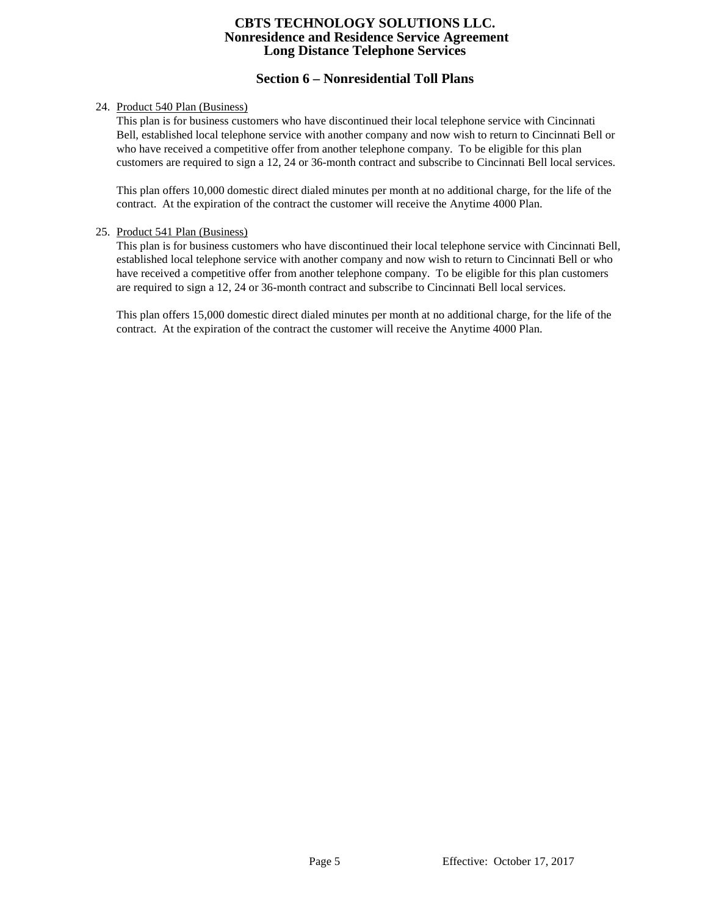## Section 6 – Nonresidential Toll Plans

24. Product 540 Plan (Business)

    This plan is for business customers who have discontinued their local telephone service with Cincinnati Bell, established local telephone service with another company and now wish to return to Cincinnati Bell or who have received a competitive offer from another telephone company. To be eligible for this plan customers are required to sign a 12, 24 or 36-month contract and subscribe to Cincinnati Bell local services.

    This plan offers 10,000 domestic direct dialed minutes per month at no additional charge, for the life of the contract. At the expiration of the contract the customer will receive the Anytime 4000 Plan.

25. Product 541 Plan (Business)

    This plan is for business customers who have discontinued their local telephone service with Cincinnati Bell, established local telephone service with another company and now wish to return to Cincinnati Bell or who have received a competitive offer from another telephone company. To be eligible for this plan customers are required to sign a 12, 24 or 36-month contract and subscribe to Cincinnati Bell local services.

    This plan offers 15,000 domestic direct dialed minutes per month at no additional charge, for the life of the contract. At the expiration of the contract the customer will receive the Anytime 4000 Plan.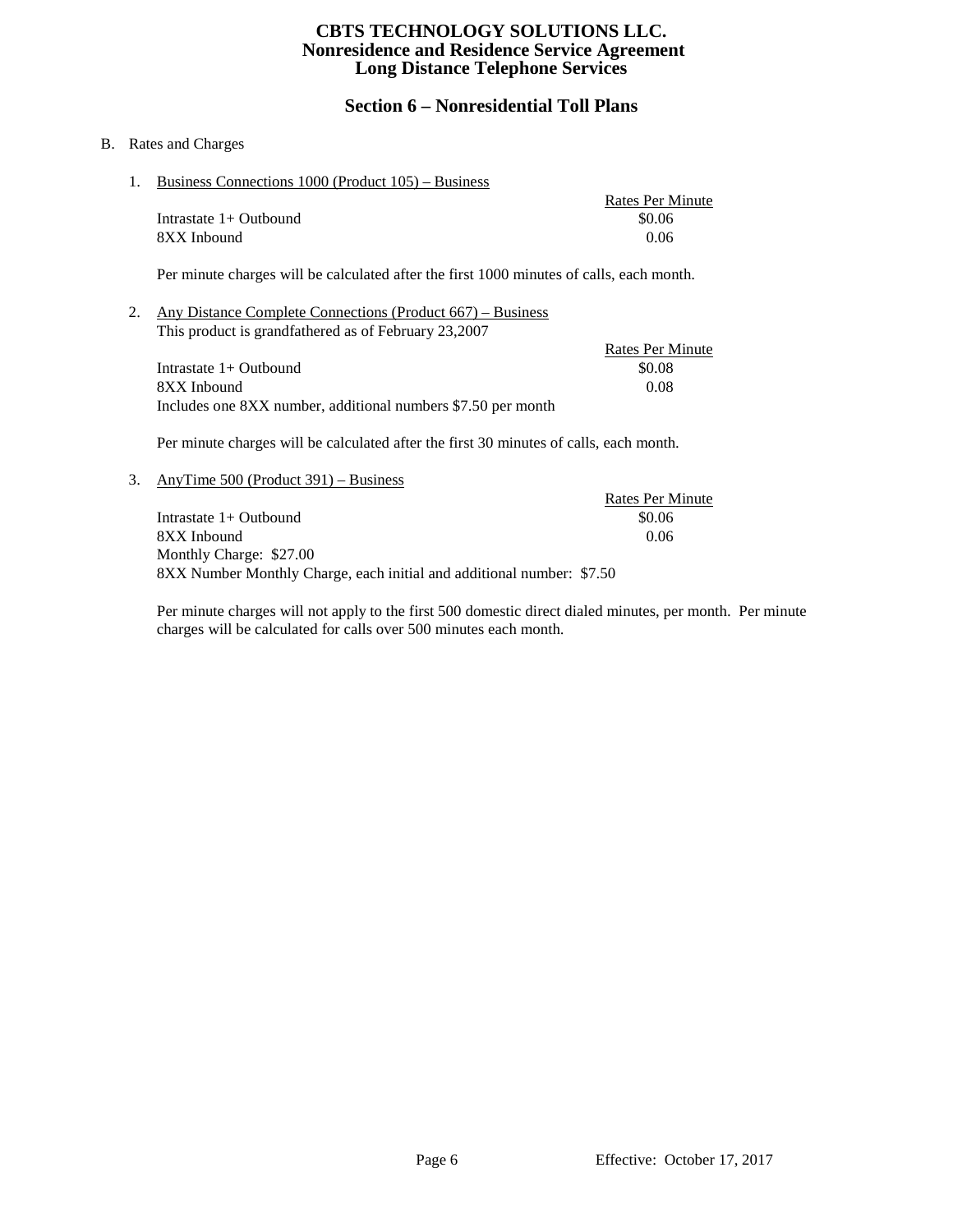# CBTS TECHNOLOGY SOLUTIONS LLC.
## Nonresidence and Residence Service Agreement
## Long Distance Telephone Services

## Section 6 – Nonresidential Toll Plans

B. Rates and Charges

1. Business Connections 1000 (Product 105) – Business

| | Rates Per Minute |
|---|---|
| Intrastate 1+ Outbound | $0.06 |
| 8XX Inbound | 0.06 |

Per minute charges will be calculated after the first 1000 minutes of calls, each month.

2. Any Distance Complete Connections (Product 667) – Business

This product is grandfathered as of February 23,2007

| | Rates Per Minute |
|---|---|
| Intrastate 1+ Outbound | $0.08 |
| 8XX Inbound | 0.08 |

Includes one 8XX number, additional numbers $7.50 per month

Per minute charges will be calculated after the first 30 minutes of calls, each month.

3. AnyTime 500 (Product 391) – Business

| | Rates Per Minute |
|---|---|
| Intrastate 1+ Outbound | $0.06 |
| 8XX Inbound | 0.06 |

Monthly Charge: $27.00

8XX Number Monthly Charge, each initial and additional number: $7.50

Per minute charges will not apply to the first 500 domestic direct dialed minutes, per month. Per minute charges will be calculated for calls over 500 minutes each month.

Effective: October 17, 2017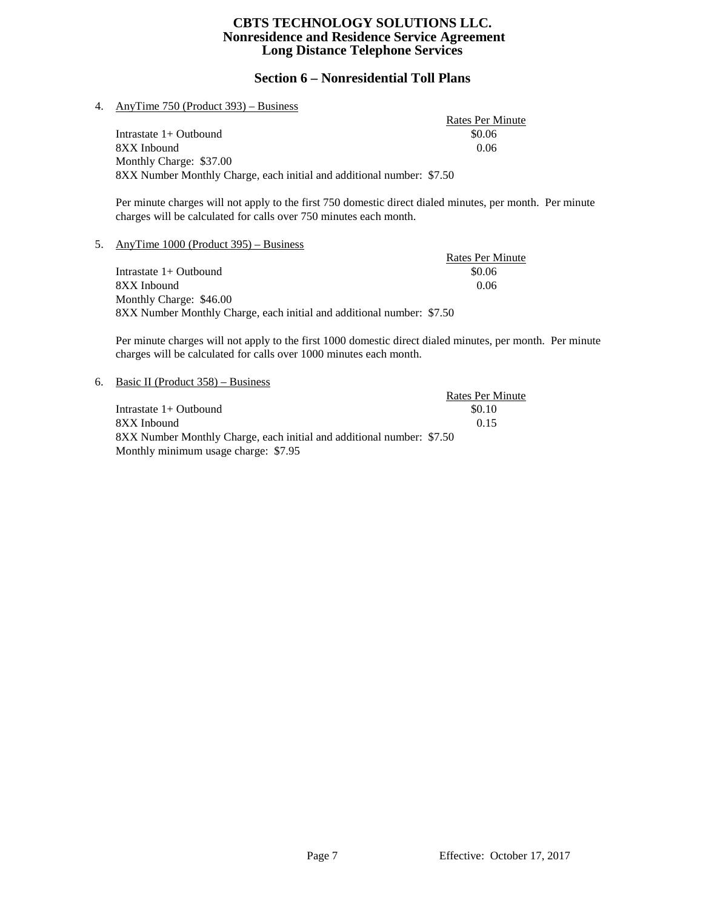## Section 6 – Nonresidential Toll Plans

4. AnyTime 750 (Product 393) – Business

| | Rates Per Minute |
|---|---|
| Intrastate 1+ Outbound | $0.06 |
| 8XX Inbound | 0.06 |

Monthly Charge: $37.00
8XX Number Monthly Charge, each initial and additional number: $7.50

Per minute charges will not apply to the first 750 domestic direct dialed minutes, per month. Per minute charges will be calculated for calls over 750 minutes each month.

5. AnyTime 1000 (Product 395) – Business

| | Rates Per Minute |
|---|---|
| Intrastate 1+ Outbound | $0.06 |
| 8XX Inbound | 0.06 |

Monthly Charge: $46.00
8XX Number Monthly Charge, each initial and additional number: $7.50

Per minute charges will not apply to the first 1000 domestic direct dialed minutes, per month. Per minute charges will be calculated for calls over 1000 minutes each month.

6. Basic II (Product 358) – Business

| | Rates Per Minute |
|---|---|
| Intrastate 1+ Outbound | $0.10 |
| 8XX Inbound | 0.15 |

8XX Number Monthly Charge, each initial and additional number: $7.50
Monthly minimum usage charge: $7.95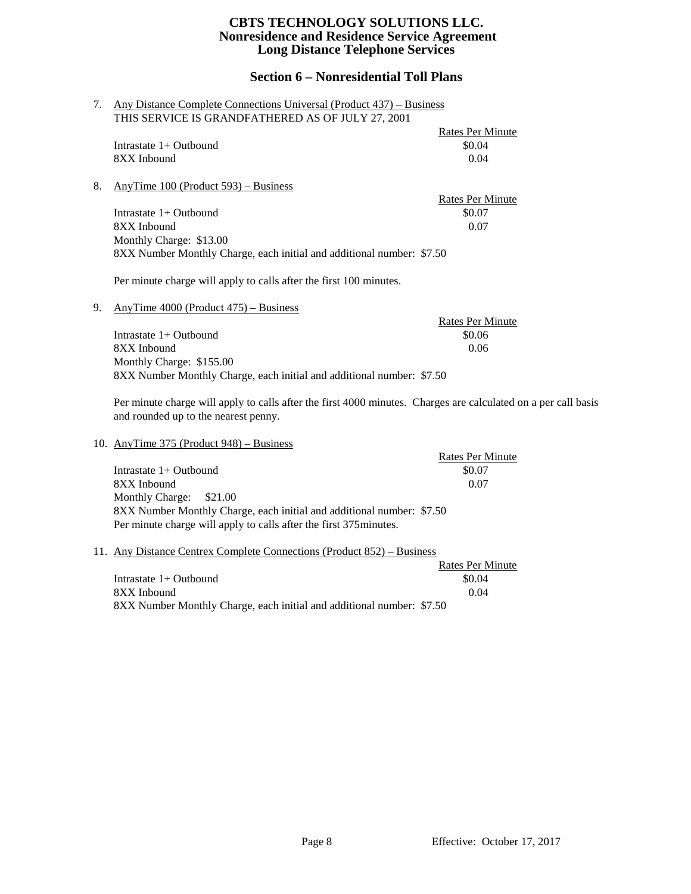# CBTS TECHNOLOGY SOLUTIONS LLC.
## Nonresidence and Residence Service Agreement
## Long Distance Telephone Services

## Section 6 – Nonresidential Toll Plans

7. Any Distance Complete Connections Universal (Product 437) – Business
   THIS SERVICE IS GRANDFATHERED AS OF JULY 27, 2001

| | Rates Per Minute |
|---|---|
| Intrastate 1+ Outbound | $0.04 |
| 8XX Inbound | 0.04 |

8. AnyTime 100 (Product 593) – Business

| | Rates Per Minute |
|---|---|
| Intrastate 1+ Outbound | $0.07 |
| 8XX Inbound | 0.07 |

   Monthly Charge: $13.00
   8XX Number Monthly Charge, each initial and additional number: $7.50

   Per minute charge will apply to calls after the first 100 minutes.

9. AnyTime 4000 (Product 475) – Business

| | Rates Per Minute |
|---|---|
| Intrastate 1+ Outbound | $0.06 |
| 8XX Inbound | 0.06 |

   Monthly Charge: $155.00
   8XX Number Monthly Charge, each initial and additional number: $7.50

   Per minute charge will apply to calls after the first 4000 minutes. Charges are calculated on a per call basis and rounded up to the nearest penny.

10. AnyTime 375 (Product 948) – Business

| | Rates Per Minute |
|---|---|
| Intrastate 1+ Outbound | $0.07 |
| 8XX Inbound | 0.07 |

   Monthly Charge: $21.00
   8XX Number Monthly Charge, each initial and additional number: $7.50
   Per minute charge will apply to calls after the first 375minutes.

11. Any Distance Centrex Complete Connections (Product 852) – Business

| | Rates Per Minute |
|---|---|
| Intrastate 1+ Outbound | $0.04 |
| 8XX Inbound | 0.04 |

   8XX Number Monthly Charge, each initial and additional number: $7.50

Effective: October 17, 2017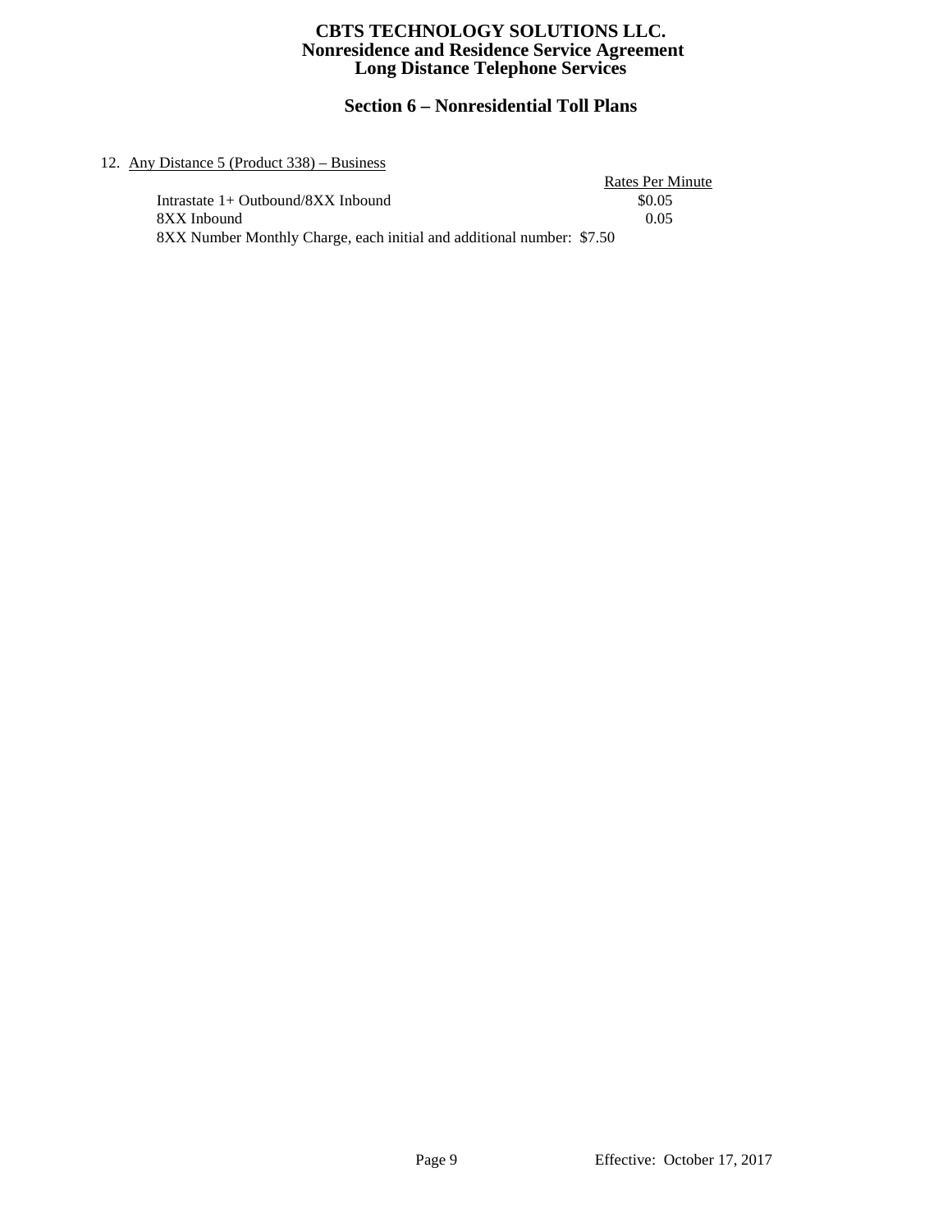## Section 6 – Nonresidential Toll Plans

12. Any Distance 5 (Product 338) – Business

| | Rates Per Minute |
|---|---|
| Intrastate 1+ Outbound/8XX Inbound | $0.05 |
| 8XX Inbound | 0.05 |

8XX Number Monthly Charge, each initial and additional number: $7.50

Effective: October 17, 2017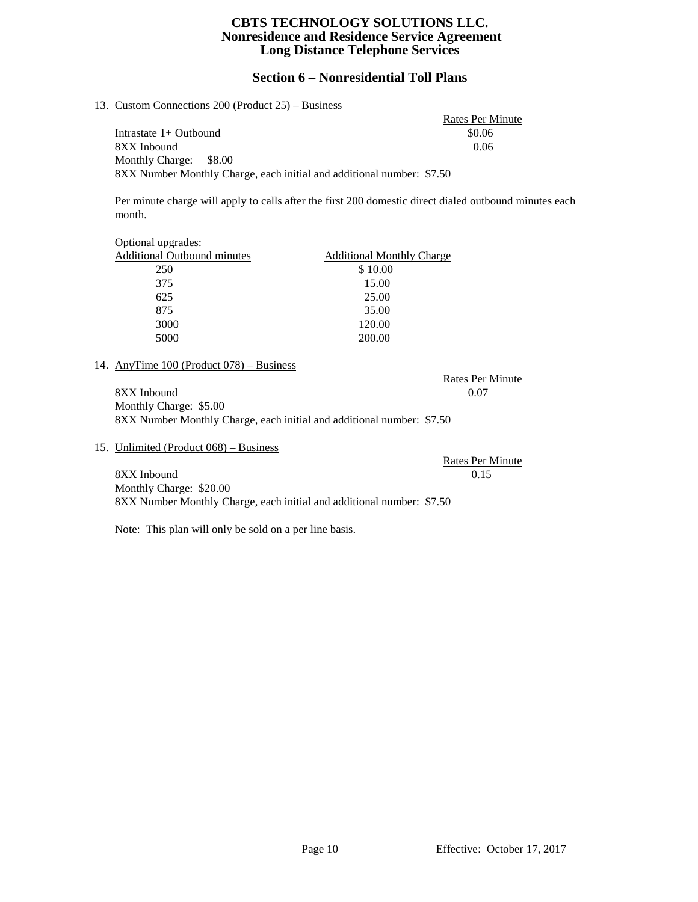## Section 6 – Nonresidential Toll Plans

13. Custom Connections 200 (Product 25) – Business

| | Rates Per Minute |
|---|---|
| Intrastate 1+ Outbound | $0.06 |
| 8XX Inbound | 0.06 |

Monthly Charge: $8.00

8XX Number Monthly Charge, each initial and additional number: $7.50

Per minute charge will apply to calls after the first 200 domestic direct dialed outbound minutes each month.

Optional upgrades:

| Additional Outbound minutes | Additional Monthly Charge |
|---|---|
| 250 | $ 10.00 |
| 375 | 15.00 |
| 625 | 25.00 |
| 875 | 35.00 |
| 3000 | 120.00 |
| 5000 | 200.00 |

14. AnyTime 100 (Product 078) – Business

| | Rates Per Minute |
|---|---|
| 8XX Inbound | 0.07 |

Monthly Charge: $5.00

8XX Number Monthly Charge, each initial and additional number: $7.50

15. Unlimited (Product 068) – Business

| | Rates Per Minute |
|---|---|
| 8XX Inbound | 0.15 |

Monthly Charge: $20.00

8XX Number Monthly Charge, each initial and additional number: $7.50

Note: This plan will only be sold on a per line basis.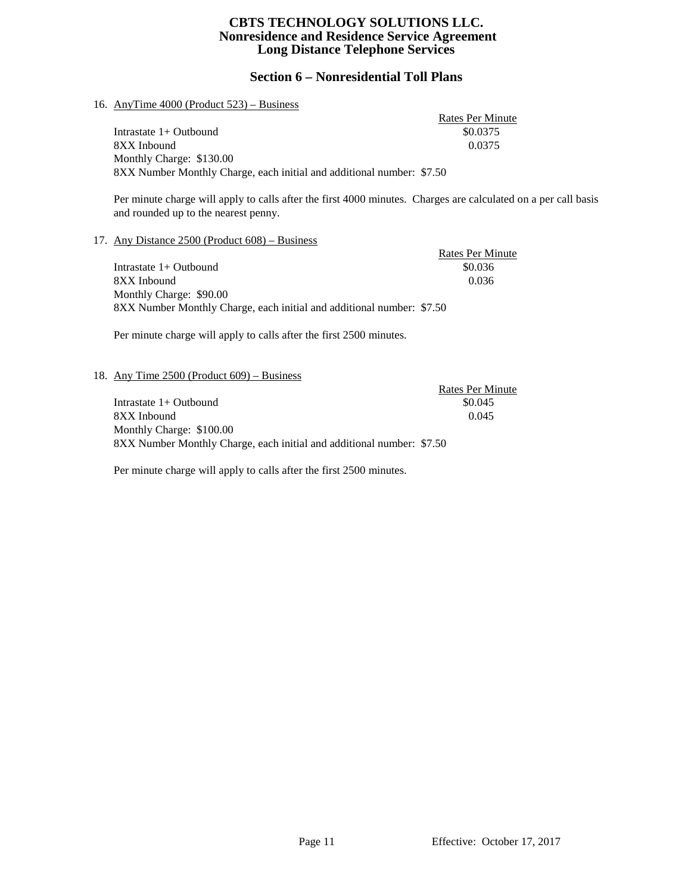## Section 6 – Nonresidential Toll Plans

16. AnyTime 4000 (Product 523) – Business

| | Rates Per Minute |
|---|---|
| Intrastate 1+ Outbound | $0.0375 |
| 8XX Inbound | 0.0375 |

Monthly Charge: $130.00
8XX Number Monthly Charge, each initial and additional number: $7.50

Per minute charge will apply to calls after the first 4000 minutes. Charges are calculated on a per call basis and rounded up to the nearest penny.

17. Any Distance 2500 (Product 608) – Business

| | Rates Per Minute |
|---|---|
| Intrastate 1+ Outbound | $0.036 |
| 8XX Inbound | 0.036 |

Monthly Charge: $90.00
8XX Number Monthly Charge, each initial and additional number: $7.50

Per minute charge will apply to calls after the first 2500 minutes.

18. Any Time 2500 (Product 609) – Business

| | Rates Per Minute |
|---|---|
| Intrastate 1+ Outbound | $0.045 |
| 8XX Inbound | 0.045 |

Monthly Charge: $100.00
8XX Number Monthly Charge, each initial and additional number: $7.50

Per minute charge will apply to calls after the first 2500 minutes.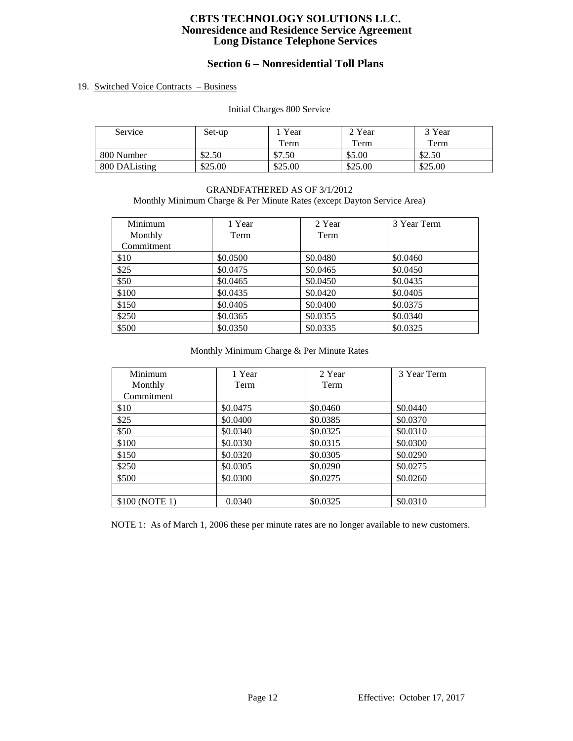# CBTS TECHNOLOGY SOLUTIONS LLC.
## Nonresidence and Residence Service Agreement
## Long Distance Telephone Services

## Section 6 – Nonresidential Toll Plans

19. Switched Voice Contracts – Business

Initial Charges 800 Service

| Service | Set-up | 1 Year Term | 2 Year Term | 3 Year Term |
|---|---|---|---|---|
| 800 Number | $2.50 | $7.50 | $5.00 | $2.50 |
| 800 DAListing | $25.00 | $25.00 | $25.00 | $25.00 |

GRANDFATHERED AS OF 3/1/2012
Monthly Minimum Charge & Per Minute Rates (except Dayton Service Area)

| Minimum Monthly Commitment | 1 Year Term | 2 Year Term | 3 Year Term |
|---|---|---|---|
| $10 | $0.0500 | $0.0480 | $0.0460 |
| $25 | $0.0475 | $0.0465 | $0.0450 |
| $50 | $0.0465 | $0.0450 | $0.0435 |
| $100 | $0.0435 | $0.0420 | $0.0405 |
| $150 | $0.0405 | $0.0400 | $0.0375 |
| $250 | $0.0365 | $0.0355 | $0.0340 |
| $500 | $0.0350 | $0.0335 | $0.0325 |

Monthly Minimum Charge & Per Minute Rates

| Minimum Monthly Commitment | 1 Year Term | 2 Year Term | 3 Year Term |
|---|---|---|---|
| $10 | $0.0475 | $0.0460 | $0.0440 |
| $25 | $0.0400 | $0.0385 | $0.0370 |
| $50 | $0.0340 | $0.0325 | $0.0310 |
| $100 | $0.0330 | $0.0315 | $0.0300 |
| $150 | $0.0320 | $0.0305 | $0.0290 |
| $250 | $0.0305 | $0.0290 | $0.0275 |
| $500 | $0.0300 | $0.0275 | $0.0260 |
| | | | |
| $100 (NOTE 1) | 0.0340 | $0.0325 | $0.0310 |

NOTE 1: As of March 1, 2006 these per minute rates are no longer available to new customers.

Effective: October 17, 2017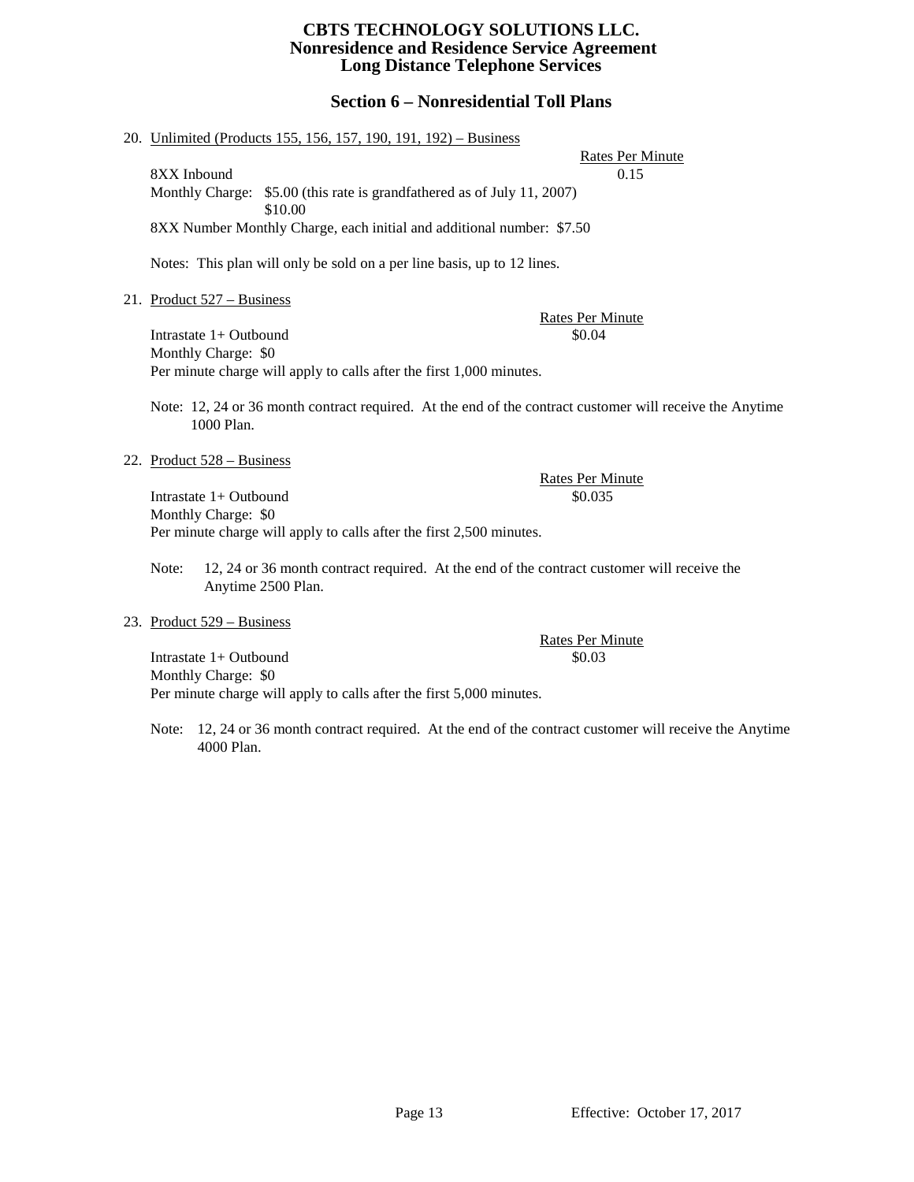# CBTS TECHNOLOGY SOLUTIONS LLC.
## Nonresidence and Residence Service Agreement
## Long Distance Telephone Services

## Section 6 – Nonresidential Toll Plans

20. Unlimited (Products 155, 156, 157, 190, 191, 192) – Business

| | Rates Per Minute |
|---|---|
| 8XX Inbound | 0.15 |

Monthly Charge: $5.00 (this rate is grandfathered as of July 11, 2007)
$10.00

8XX Number Monthly Charge, each initial and additional number: $7.50

Notes: This plan will only be sold on a per line basis, up to 12 lines.

21. Product 527 – Business

| | Rates Per Minute |
|---|---|
| Intrastate 1+ Outbound | $0.04 |

Monthly Charge: $0

Per minute charge will apply to calls after the first 1,000 minutes.

Note: 12, 24 or 36 month contract required. At the end of the contract customer will receive the Anytime 1000 Plan.

22. Product 528 – Business

| | Rates Per Minute |
|---|---|
| Intrastate 1+ Outbound | $0.035 |

Monthly Charge: $0

Per minute charge will apply to calls after the first 2,500 minutes.

Note: 12, 24 or 36 month contract required. At the end of the contract customer will receive the Anytime 2500 Plan.

23. Product 529 – Business

| | Rates Per Minute |
|---|---|
| Intrastate 1+ Outbound | $0.03 |

Monthly Charge: $0

Per minute charge will apply to calls after the first 5,000 minutes.

Note: 12, 24 or 36 month contract required. At the end of the contract customer will receive the Anytime 4000 Plan.

Effective: October 17, 2017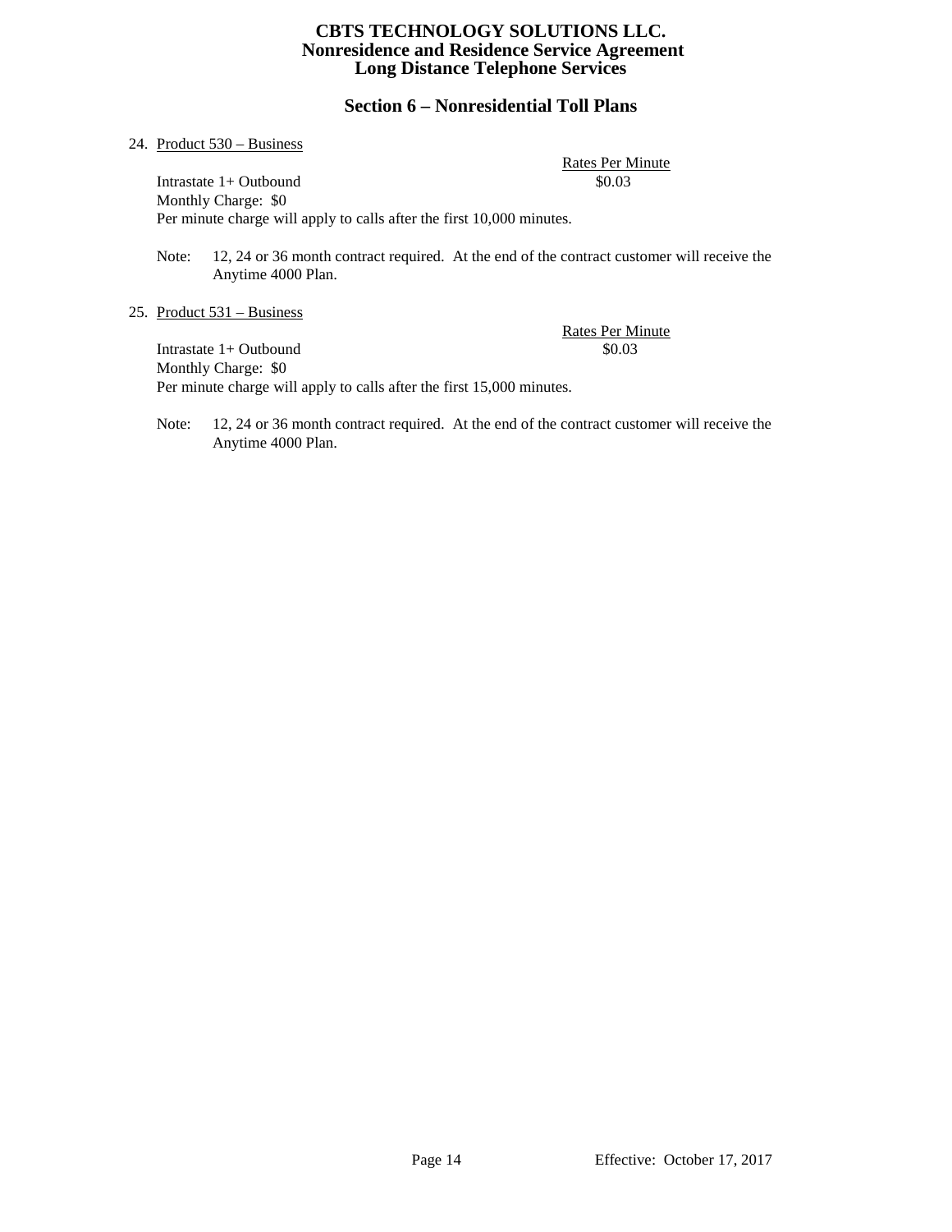# CBTS TECHNOLOGY SOLUTIONS LLC.
## Nonresidence and Residence Service Agreement
## Long Distance Telephone Services

## Section 6 – Nonresidential Toll Plans

24. Product 530 – Business

| | Rates Per Minute |
|---|---|
| Intrastate 1+ Outbound | $0.03 |

Monthly Charge: $0

Per minute charge will apply to calls after the first 10,000 minutes.

Note: 12, 24 or 36 month contract required. At the end of the contract customer will receive the Anytime 4000 Plan.

25. Product 531 – Business

| | Rates Per Minute |
|---|---|
| Intrastate 1+ Outbound | $0.03 |

Monthly Charge: $0

Per minute charge will apply to calls after the first 15,000 minutes.

Note: 12, 24 or 36 month contract required. At the end of the contract customer will receive the Anytime 4000 Plan.

Effective: October 17, 2017